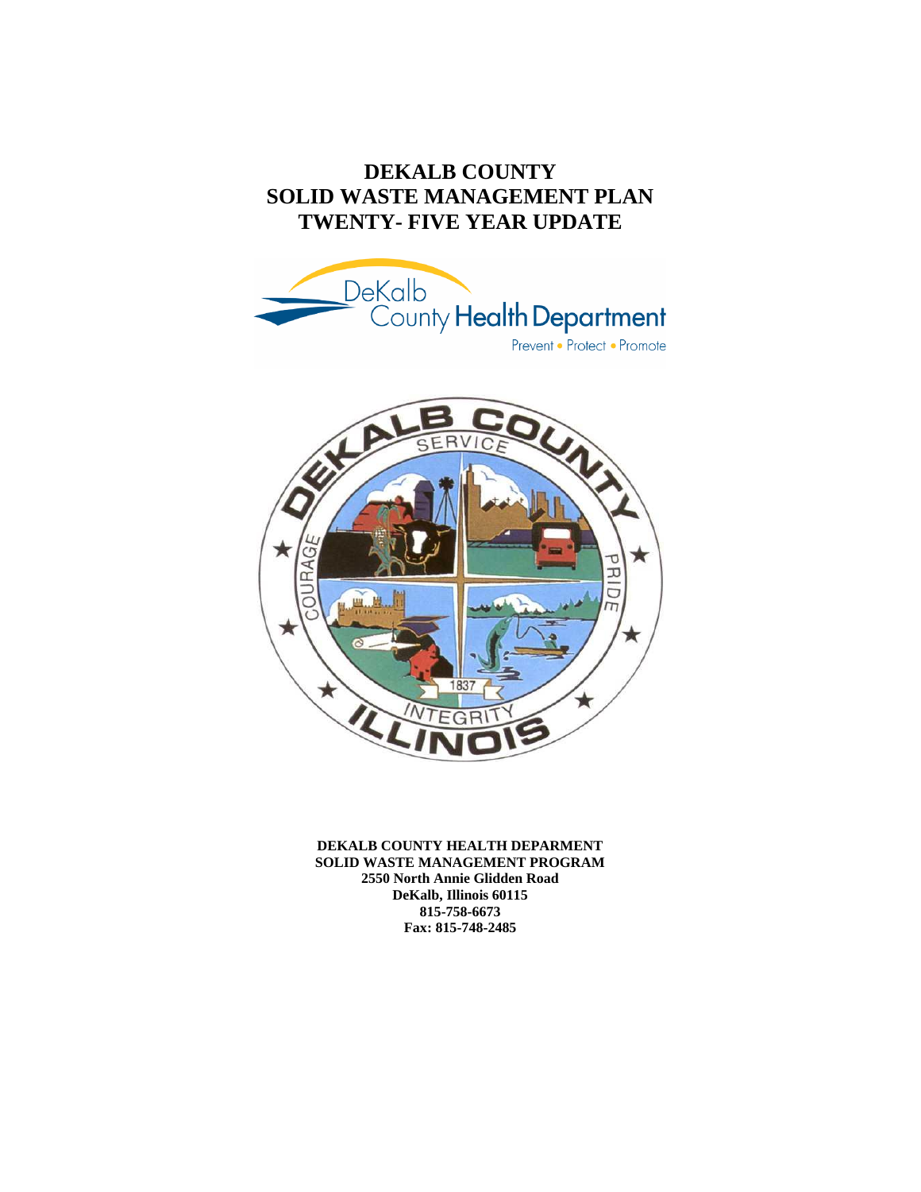# DEKALB COUNTY
# SOLID WASTE MANAGEMENT PLAN
# TWENTY- FIVE YEAR UPDATE

**DEKALB COUNTY HEALTH DEPARMENT**
**SOLID WASTE MANAGEMENT PROGRAM**
**2550 North Annie Glidden Road**
**DeKalb, Illinois 60115**
**815-758-6673**
**Fax: 815-748-2485**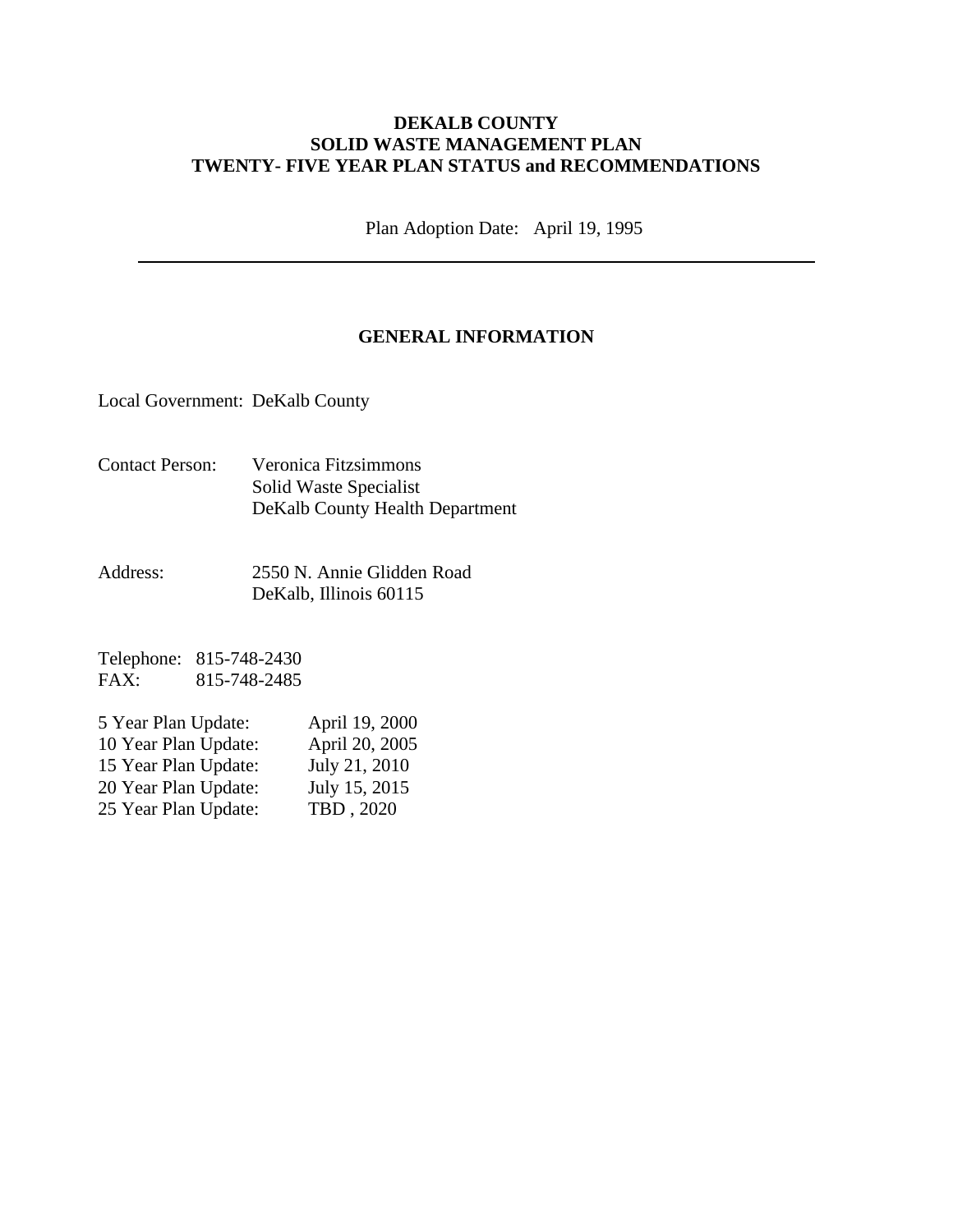**DEKALB COUNTY**
**SOLID WASTE MANAGEMENT PLAN**
**TWENTY- FIVE YEAR PLAN STATUS and RECOMMENDATIONS**

Plan Adoption Date: April 19, 1995

---

## GENERAL INFORMATION

Local Government: DeKalb County

Contact Person: Veronica Fitzsimmons
Solid Waste Specialist
DeKalb County Health Department

Address: 2550 N. Annie Glidden Road
DeKalb, Illinois 60115

Telephone: 815-748-2430
FAX: 815-748-2485

5 Year Plan Update: April 19, 2000
10 Year Plan Update: April 20, 2005
15 Year Plan Update: July 21, 2010
20 Year Plan Update: July 15, 2015
25 Year Plan Update: TBD , 2020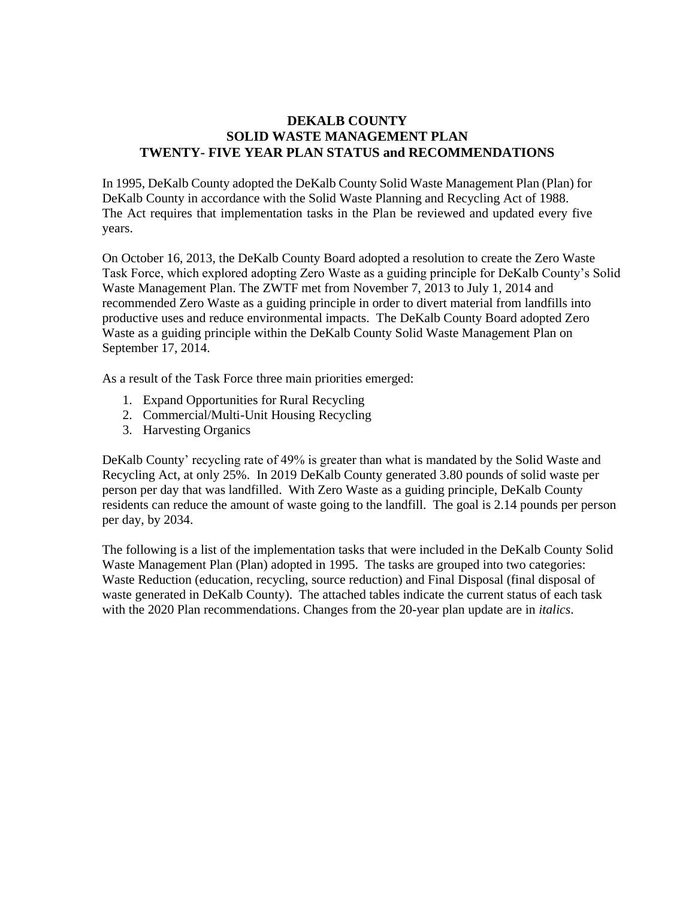# DEKALB COUNTY
# SOLID WASTE MANAGEMENT PLAN
# TWENTY- FIVE YEAR PLAN STATUS and RECOMMENDATIONS

In 1995, DeKalb County adopted the DeKalb County Solid Waste Management Plan (Plan) for DeKalb County in accordance with the Solid Waste Planning and Recycling Act of 1988. The Act requires that implementation tasks in the Plan be reviewed and updated every five years.

On October 16, 2013, the DeKalb County Board adopted a resolution to create the Zero Waste Task Force, which explored adopting Zero Waste as a guiding principle for DeKalb County's Solid Waste Management Plan. The ZWTF met from November 7, 2013 to July 1, 2014 and recommended Zero Waste as a guiding principle in order to divert material from landfills into productive uses and reduce environmental impacts. The DeKalb County Board adopted Zero Waste as a guiding principle within the DeKalb County Solid Waste Management Plan on September 17, 2014.

As a result of the Task Force three main priorities emerged:

1. Expand Opportunities for Rural Recycling
2. Commercial/Multi-Unit Housing Recycling
3. Harvesting Organics

DeKalb County' recycling rate of 49% is greater than what is mandated by the Solid Waste and Recycling Act, at only 25%. In 2019 DeKalb County generated 3.80 pounds of solid waste per person per day that was landfilled. With Zero Waste as a guiding principle, DeKalb County residents can reduce the amount of waste going to the landfill. The goal is 2.14 pounds per person per day, by 2034.

The following is a list of the implementation tasks that were included in the DeKalb County Solid Waste Management Plan (Plan) adopted in 1995. The tasks are grouped into two categories: Waste Reduction (education, recycling, source reduction) and Final Disposal (final disposal of waste generated in DeKalb County). The attached tables indicate the current status of each task with the 2020 Plan recommendations. Changes from the 20-year plan update are in *italics*.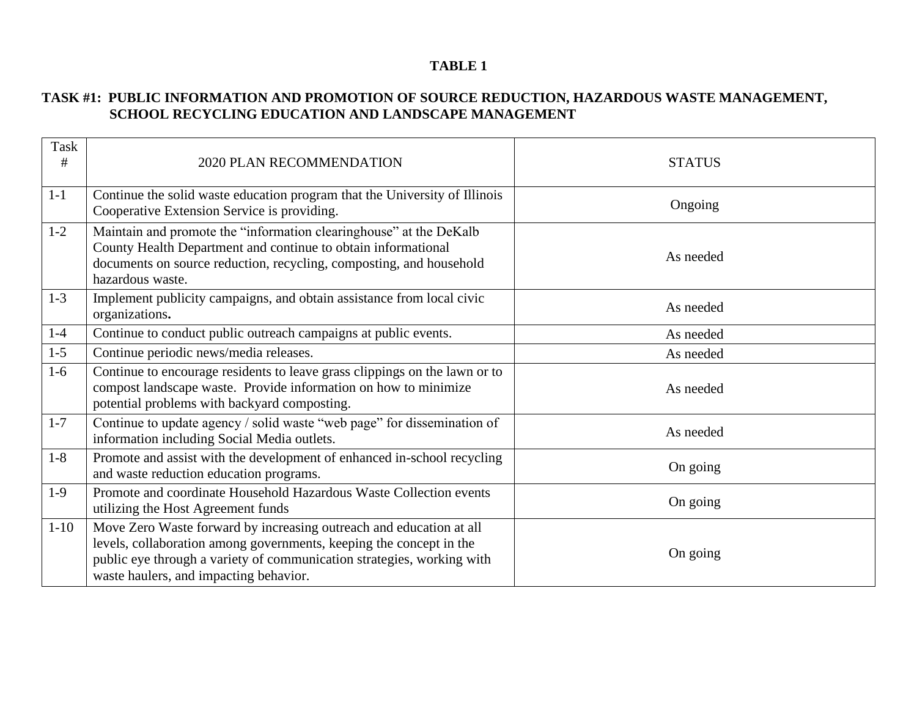**TABLE 1**

**TASK #1: PUBLIC INFORMATION AND PROMOTION OF SOURCE REDUCTION, HAZARDOUS WASTE MANAGEMENT, SCHOOL RECYCLING EDUCATION AND LANDSCAPE MANAGEMENT**

| Task # | 2020 PLAN RECOMMENDATION | STATUS |
|---|---|---|
| 1-1 | Continue the solid waste education program that the University of Illinois Cooperative Extension Service is providing. | Ongoing |
| 1-2 | Maintain and promote the "information clearinghouse" at the DeKalb County Health Department and continue to obtain informational documents on source reduction, recycling, composting, and household hazardous waste. | As needed |
| 1-3 | Implement publicity campaigns, and obtain assistance from local civic organizations**.** | As needed |
| 1-4 | Continue to conduct public outreach campaigns at public events. | As needed |
| 1-5 | Continue periodic news/media releases. | As needed |
| 1-6 | Continue to encourage residents to leave grass clippings on the lawn or to compost landscape waste. Provide information on how to minimize potential problems with backyard composting. | As needed |
| 1-7 | Continue to update agency / solid waste "web page" for dissemination of information including Social Media outlets. | As needed |
| 1-8 | Promote and assist with the development of enhanced in-school recycling and waste reduction education programs. | On going |
| 1-9 | Promote and coordinate Household Hazardous Waste Collection events utilizing the Host Agreement funds | On going |
| 1-10 | Move Zero Waste forward by increasing outreach and education at all levels, collaboration among governments, keeping the concept in the public eye through a variety of communication strategies, working with waste haulers, and impacting behavior. | On going |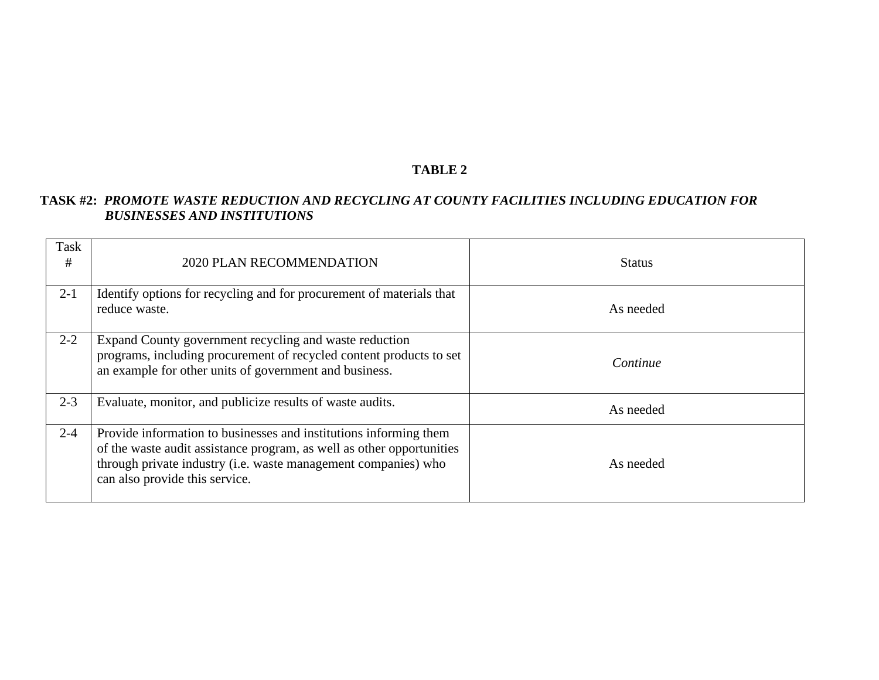**TABLE 2**

**TASK #2:** ***PROMOTE WASTE REDUCTION AND RECYCLING AT COUNTY FACILITIES INCLUDING EDUCATION FOR BUSINESSES AND INSTITUTIONS***

| Task # | 2020 PLAN RECOMMENDATION | Status |
|---|---|---|
| 2-1 | Identify options for recycling and for procurement of materials that reduce waste. | As needed |
| 2-2 | Expand County government recycling and waste reduction programs, including procurement of recycled content products to set an example for other units of government and business. | *Continue* |
| 2-3 | Evaluate, monitor, and publicize results of waste audits. | As needed |
| 2-4 | Provide information to businesses and institutions informing them of the waste audit assistance program, as well as other opportunities through private industry (i.e. waste management companies) who can also provide this service. | As needed |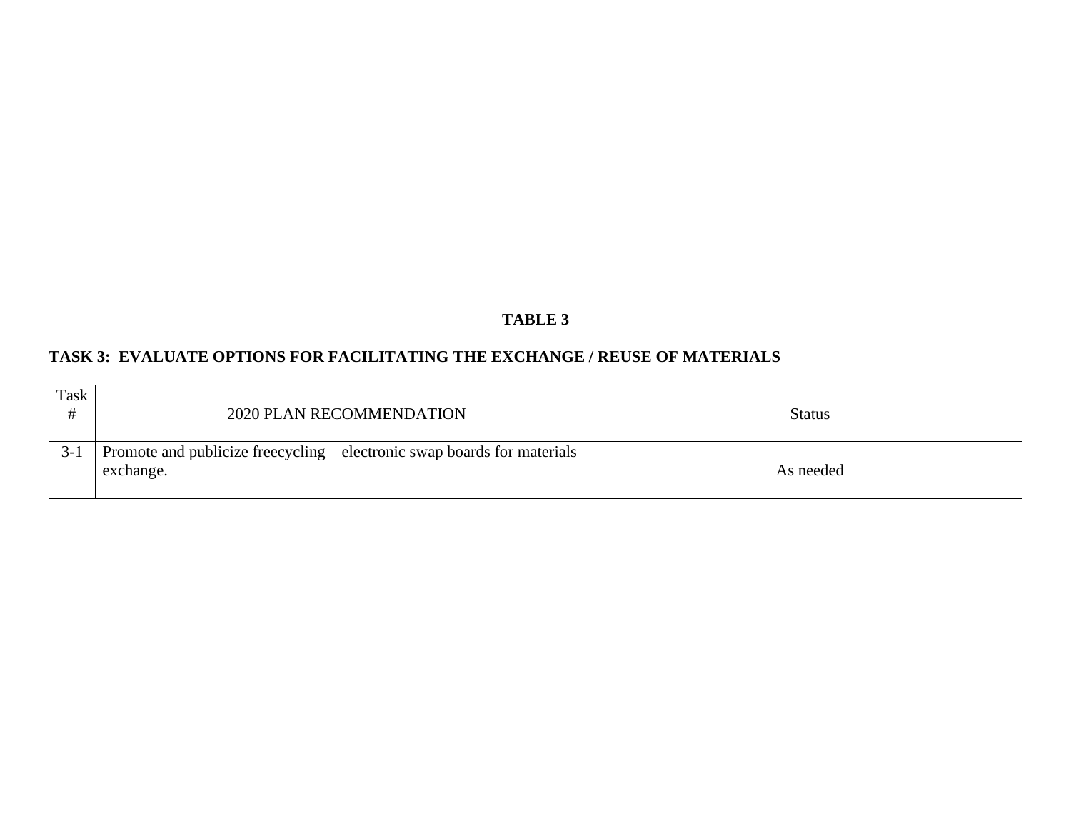**TABLE 3**

**TASK 3: EVALUATE OPTIONS FOR FACILITATING THE EXCHANGE / REUSE OF MATERIALS**

| Task # | 2020 PLAN RECOMMENDATION | Status |
| --- | --- | --- |
| 3-1 | Promote and publicize freecycling – electronic swap boards for materials exchange. | As needed |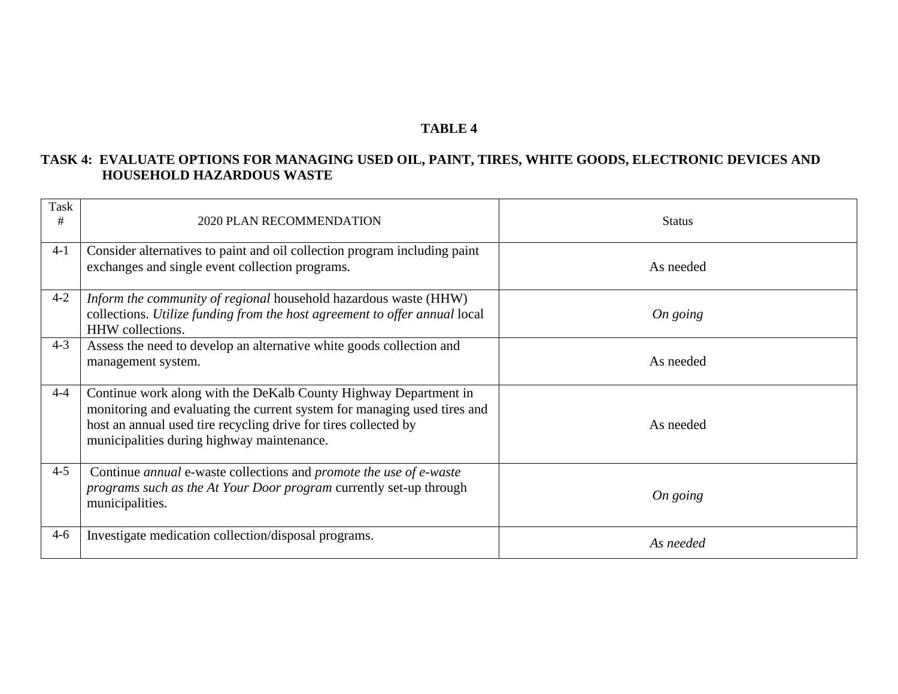## TABLE 4

### TASK 4: EVALUATE OPTIONS FOR MANAGING USED OIL, PAINT, TIRES, WHITE GOODS, ELECTRONIC DEVICES AND HOUSEHOLD HAZARDOUS WASTE

| Task # | 2020 PLAN RECOMMENDATION | Status |
|---|---|---|
| 4-1 | Consider alternatives to paint and oil collection program including paint exchanges and single event collection programs. | As needed |
| 4-2 | *Inform the community of regional* household hazardous waste (HHW) collections. *Utilize funding from the host agreement to offer annual* local HHW collections. | *On going* |
| 4-3 | Assess the need to develop an alternative white goods collection and management system. | As needed |
| 4-4 | Continue work along with the DeKalb County Highway Department in monitoring and evaluating the current system for managing used tires and host an annual used tire recycling drive for tires collected by municipalities during highway maintenance. | As needed |
| 4-5 | Continue *annual* e-waste collections and *promote the use of e-waste programs such as the At Your Door program* currently set-up through municipalities. | *On going* |
| 4-6 | Investigate medication collection/disposal programs. | *As needed* |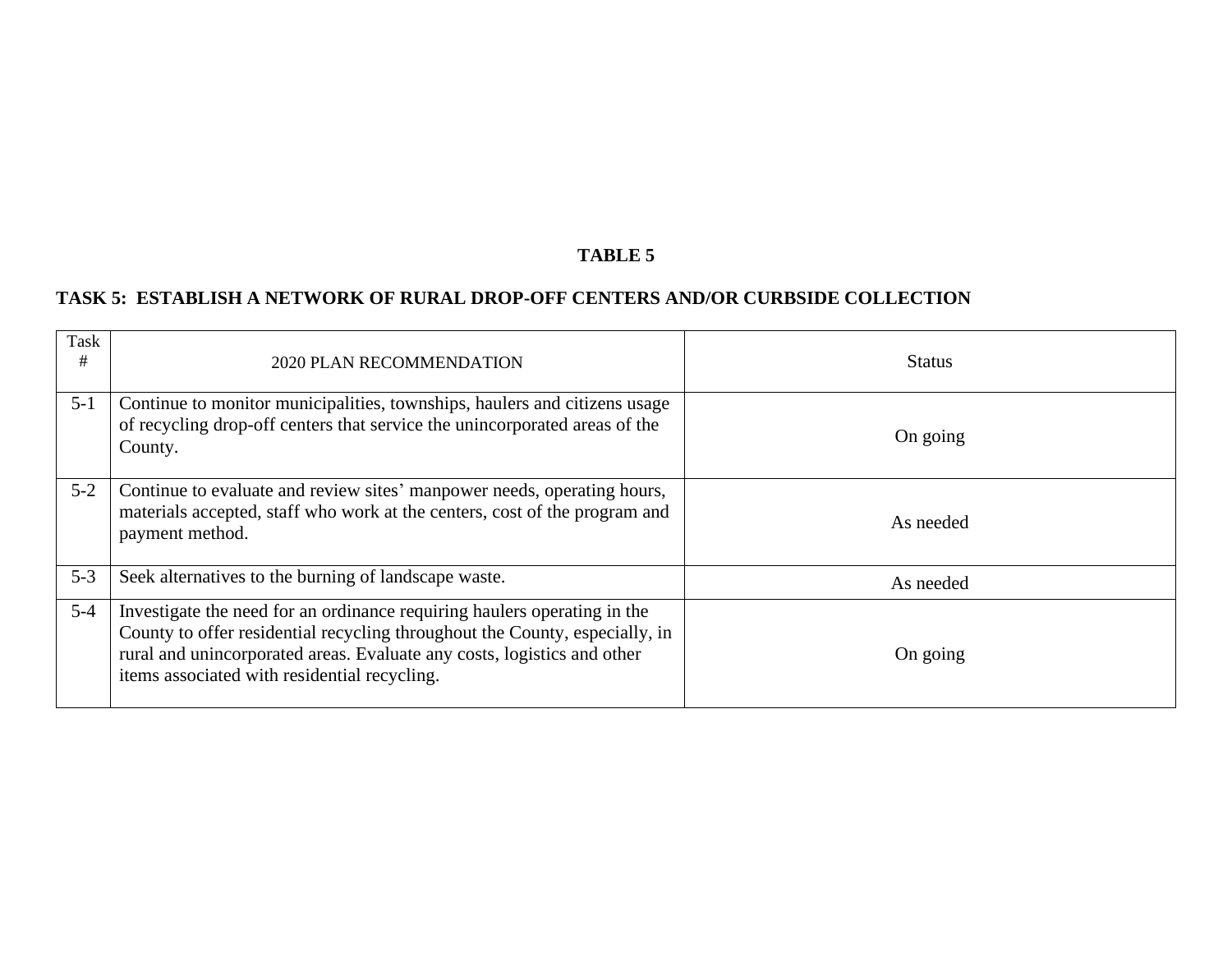**TABLE 5**

**TASK 5: ESTABLISH A NETWORK OF RURAL DROP-OFF CENTERS AND/OR CURBSIDE COLLECTION**

| Task # | 2020 PLAN RECOMMENDATION | Status |
|---|---|---|
| 5-1 | Continue to monitor municipalities, townships, haulers and citizens usage of recycling drop-off centers that service the unincorporated areas of the County. | On going |
| 5-2 | Continue to evaluate and review sites' manpower needs, operating hours, materials accepted, staff who work at the centers, cost of the program and payment method. | As needed |
| 5-3 | Seek alternatives to the burning of landscape waste. | As needed |
| 5-4 | Investigate the need for an ordinance requiring haulers operating in the County to offer residential recycling throughout the County, especially, in rural and unincorporated areas. Evaluate any costs, logistics and other items associated with residential recycling. | On going |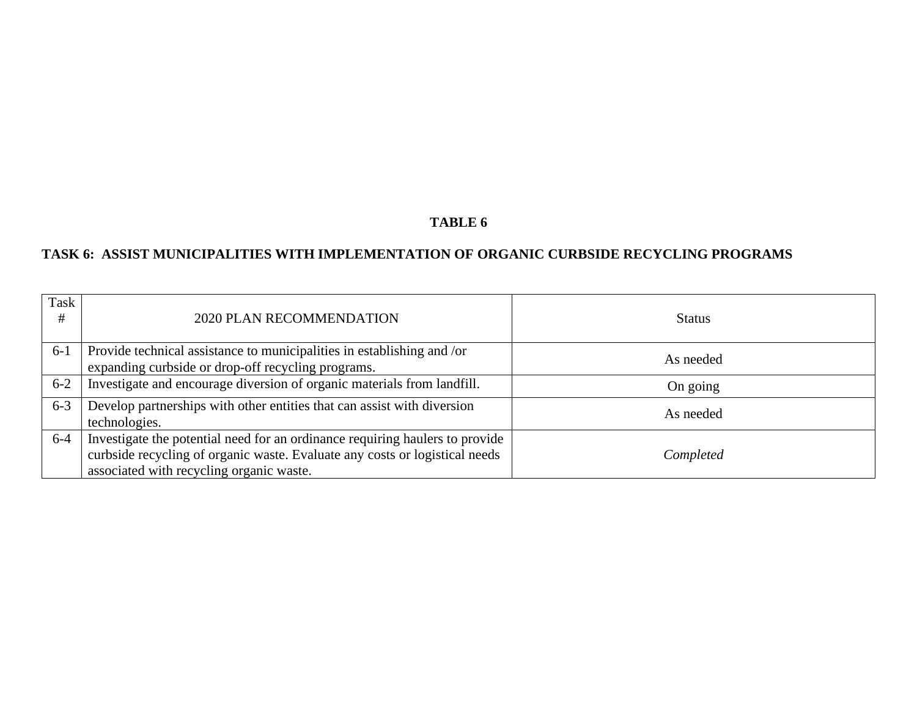**TABLE 6**

**TASK 6: ASSIST MUNICIPALITIES WITH IMPLEMENTATION OF ORGANIC CURBSIDE RECYCLING PROGRAMS**

| Task # | 2020 PLAN RECOMMENDATION | Status |
|---|---|---|
| 6-1 | Provide technical assistance to municipalities in establishing and /or expanding curbside or drop-off recycling programs. | As needed |
| 6-2 | Investigate and encourage diversion of organic materials from landfill. | On going |
| 6-3 | Develop partnerships with other entities that can assist with diversion technologies. | As needed |
| 6-4 | Investigate the potential need for an ordinance requiring haulers to provide curbside recycling of organic waste. Evaluate any costs or logistical needs associated with recycling organic waste. | *Completed* |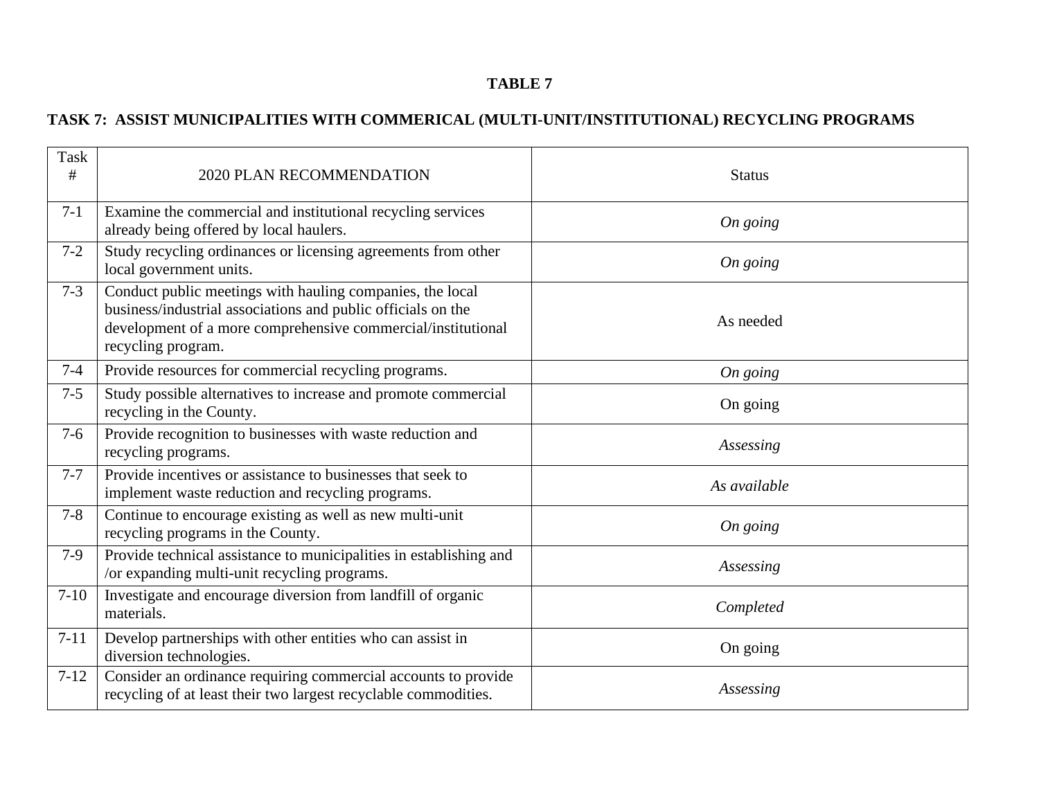**TABLE 7**

**TASK 7: ASSIST MUNICIPALITIES WITH COMMERICAL (MULTI-UNIT/INSTITUTIONAL) RECYCLING PROGRAMS**

| Task # | 2020 PLAN RECOMMENDATION | Status |
|---|---|---|
| 7-1 | Examine the commercial and institutional recycling services already being offered by local haulers. | *On going* |
| 7-2 | Study recycling ordinances or licensing agreements from other local government units. | *On going* |
| 7-3 | Conduct public meetings with hauling companies, the local business/industrial associations and public officials on the development of a more comprehensive commercial/institutional recycling program. | As needed |
| 7-4 | Provide resources for commercial recycling programs. | *On going* |
| 7-5 | Study possible alternatives to increase and promote commercial recycling in the County. | On going |
| 7-6 | Provide recognition to businesses with waste reduction and recycling programs. | *Assessing* |
| 7-7 | Provide incentives or assistance to businesses that seek to implement waste reduction and recycling programs. | *As available* |
| 7-8 | Continue to encourage existing as well as new multi-unit recycling programs in the County. | *On going* |
| 7-9 | Provide technical assistance to municipalities in establishing and /or expanding multi-unit recycling programs. | *Assessing* |
| 7-10 | Investigate and encourage diversion from landfill of organic materials. | *Completed* |
| 7-11 | Develop partnerships with other entities who can assist in diversion technologies. | On going |
| 7-12 | Consider an ordinance requiring commercial accounts to provide recycling of at least their two largest recyclable commodities. | *Assessing* |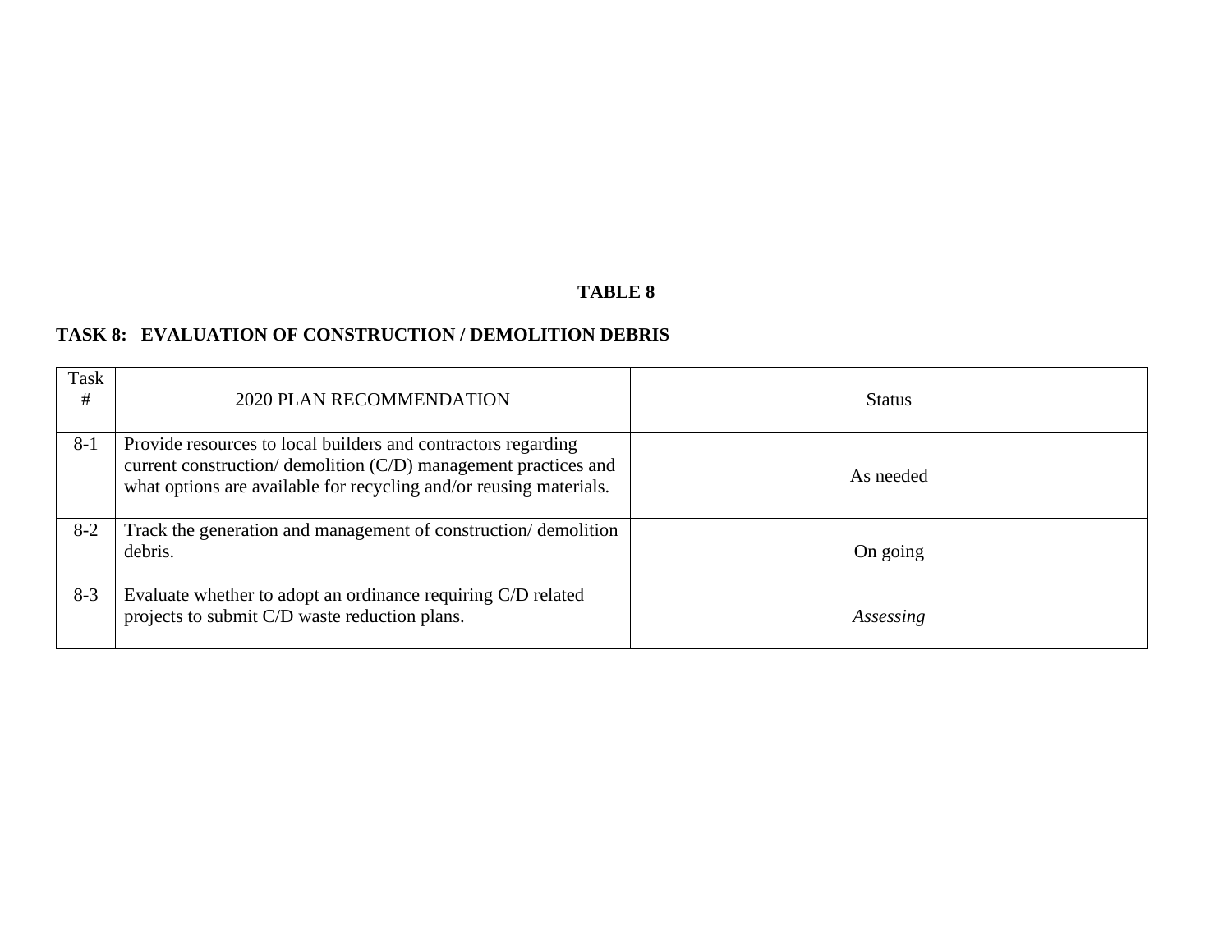**TABLE 8**

**TASK 8: EVALUATION OF CONSTRUCTION / DEMOLITION DEBRIS**

| Task # | 2020 PLAN RECOMMENDATION | Status |
|---|---|---|
| 8-1 | Provide resources to local builders and contractors regarding current construction/ demolition (C/D) management practices and what options are available for recycling and/or reusing materials. | As needed |
| 8-2 | Track the generation and management of construction/ demolition debris. | On going |
| 8-3 | Evaluate whether to adopt an ordinance requiring C/D related projects to submit C/D waste reduction plans. | *Assessing* |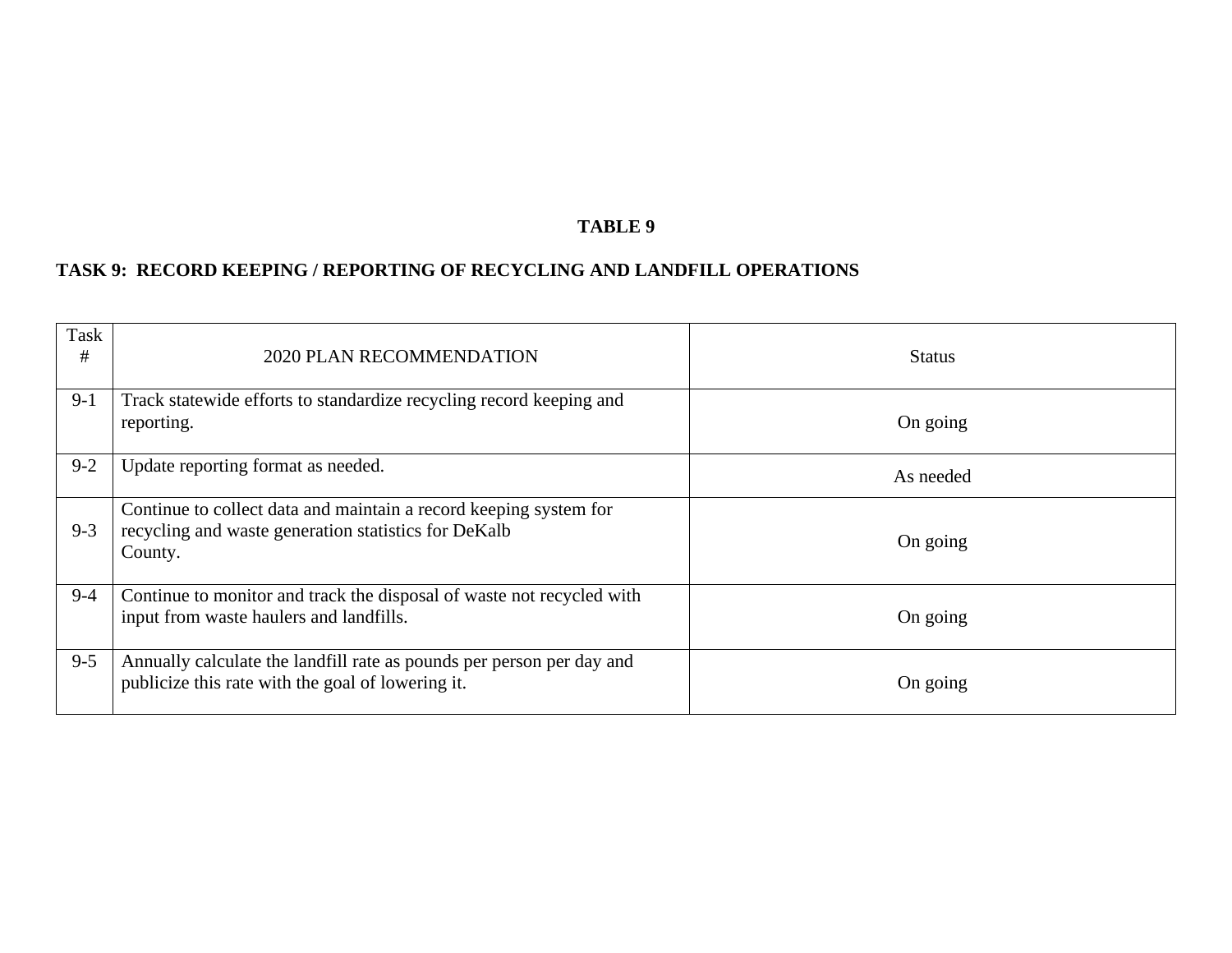**TABLE 9**

**TASK 9: RECORD KEEPING / REPORTING OF RECYCLING AND LANDFILL OPERATIONS**

| Task # | 2020 PLAN RECOMMENDATION | Status |
|---|---|---|
| 9-1 | Track statewide efforts to standardize recycling record keeping and reporting. | On going |
| 9-2 | Update reporting format as needed. | As needed |
| 9-3 | Continue to collect data and maintain a record keeping system for recycling and waste generation statistics for DeKalb County. | On going |
| 9-4 | Continue to monitor and track the disposal of waste not recycled with input from waste haulers and landfills. | On going |
| 9-5 | Annually calculate the landfill rate as pounds per person per day and publicize this rate with the goal of lowering it. | On going |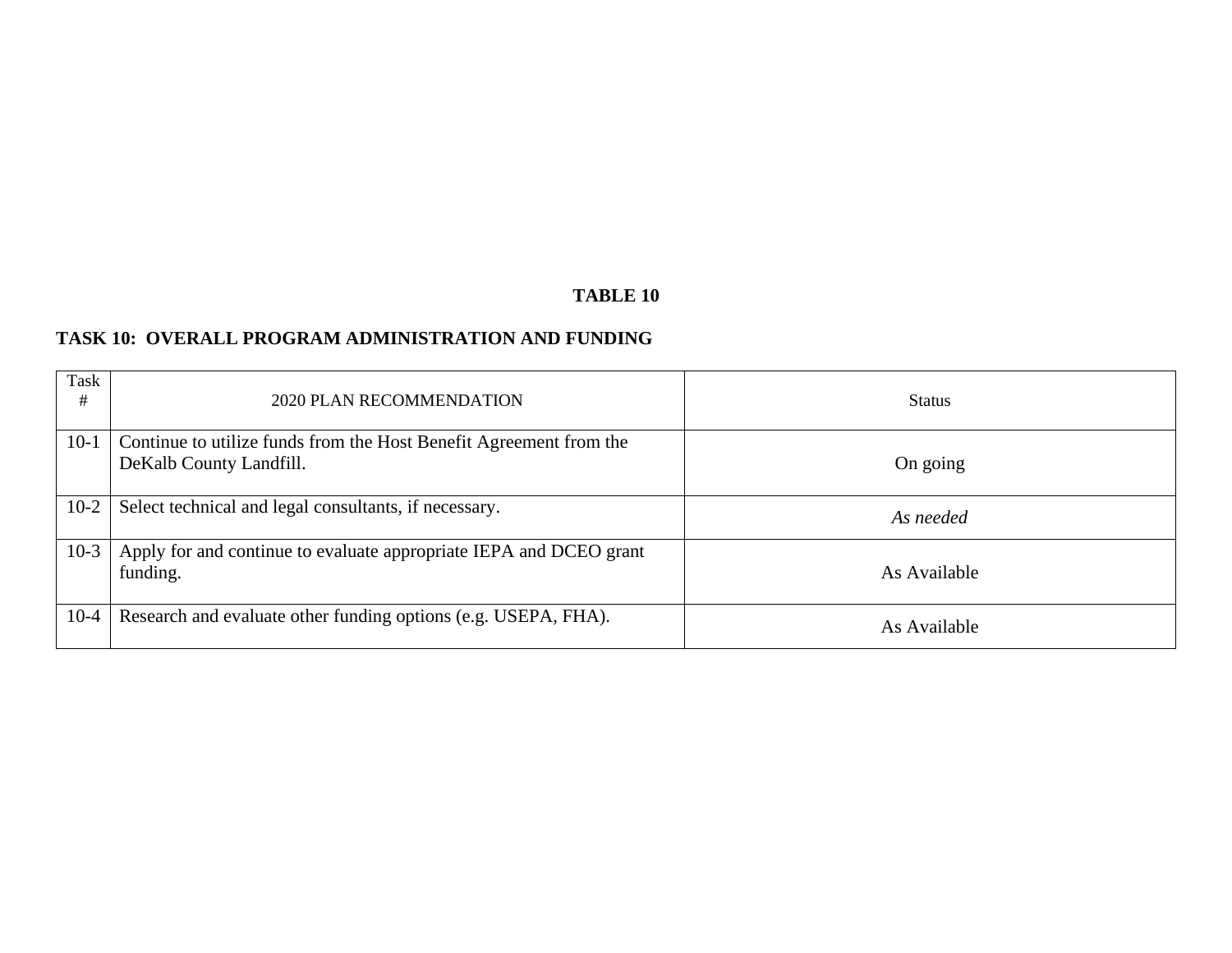**TABLE 10**

**TASK 10: OVERALL PROGRAM ADMINISTRATION AND FUNDING**

| Task # | 2020 PLAN RECOMMENDATION | Status |
|---|---|---|
| 10-1 | Continue to utilize funds from the Host Benefit Agreement from the DeKalb County Landfill. | On going |
| 10-2 | Select technical and legal consultants, if necessary. | *As needed* |
| 10-3 | Apply for and continue to evaluate appropriate IEPA and DCEO grant funding. | As Available |
| 10-4 | Research and evaluate other funding options (e.g. USEPA, FHA). | As Available |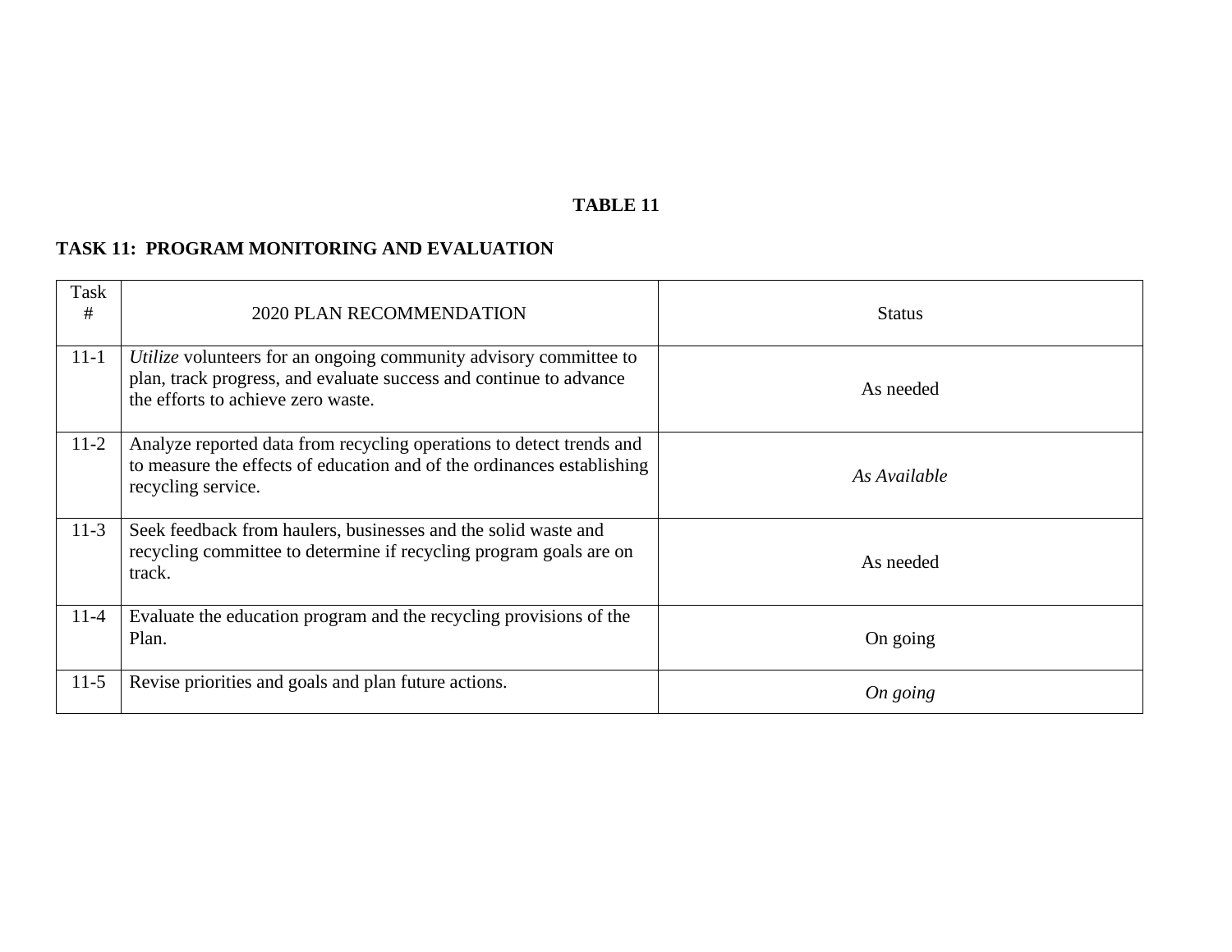**TABLE 11**

**TASK 11: PROGRAM MONITORING AND EVALUATION**

| Task # | 2020 PLAN RECOMMENDATION | Status |
|---|---|---|
| 11-1 | *Utilize* volunteers for an ongoing community advisory committee to plan, track progress, and evaluate success and continue to advance the efforts to achieve zero waste. | As needed |
| 11-2 | Analyze reported data from recycling operations to detect trends and to measure the effects of education and of the ordinances establishing recycling service. | *As Available* |
| 11-3 | Seek feedback from haulers, businesses and the solid waste and recycling committee to determine if recycling program goals are on track. | As needed |
| 11-4 | Evaluate the education program and the recycling provisions of the Plan. | On going |
| 11-5 | Revise priorities and goals and plan future actions. | *On going* |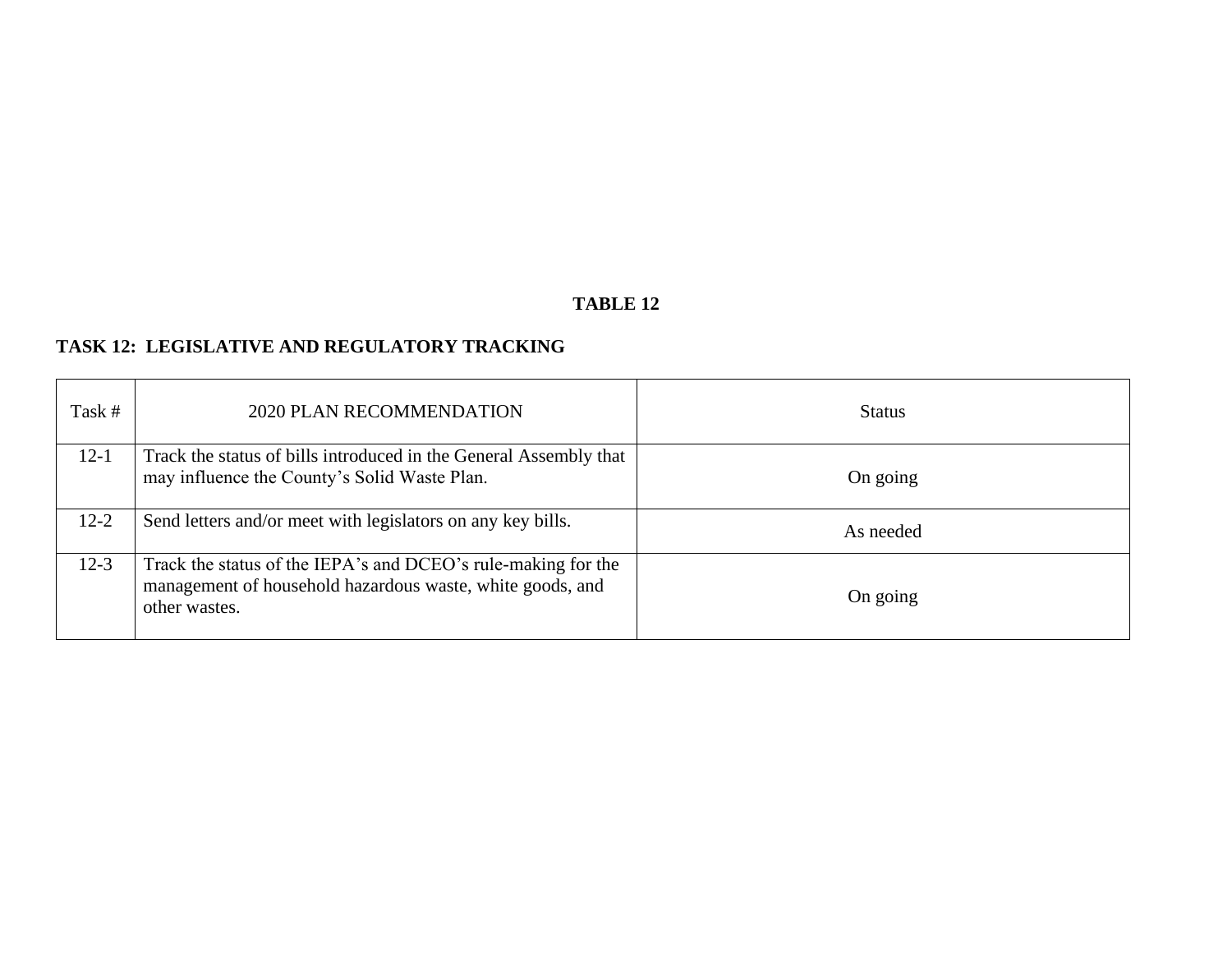**TABLE 12**

**TASK 12: LEGISLATIVE AND REGULATORY TRACKING**

| Task # | 2020 PLAN RECOMMENDATION | Status |
|---|---|---|
| 12-1 | Track the status of bills introduced in the General Assembly that may influence the County's Solid Waste Plan. | On going |
| 12-2 | Send letters and/or meet with legislators on any key bills. | As needed |
| 12-3 | Track the status of the IEPA's and DCEO's rule-making for the management of household hazardous waste, white goods, and other wastes. | On going |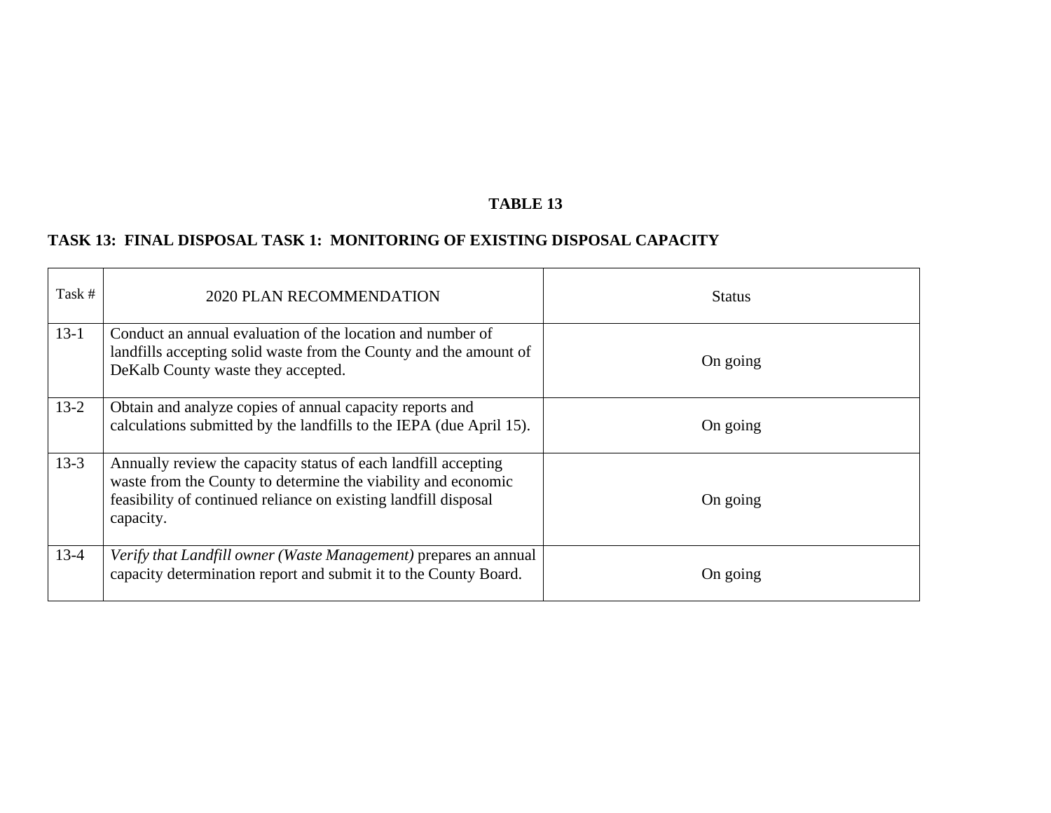**TABLE 13**

**TASK 13: FINAL DISPOSAL TASK 1: MONITORING OF EXISTING DISPOSAL CAPACITY**

| Task # | 2020 PLAN RECOMMENDATION | Status |
|---|---|---|
| 13-1 | Conduct an annual evaluation of the location and number of landfills accepting solid waste from the County and the amount of DeKalb County waste they accepted. | On going |
| 13-2 | Obtain and analyze copies of annual capacity reports and calculations submitted by the landfills to the IEPA (due April 15). | On going |
| 13-3 | Annually review the capacity status of each landfill accepting waste from the County to determine the viability and economic feasibility of continued reliance on existing landfill disposal capacity. | On going |
| 13-4 | *Verify that Landfill owner (Waste Management)* prepares an annual capacity determination report and submit it to the County Board. | On going |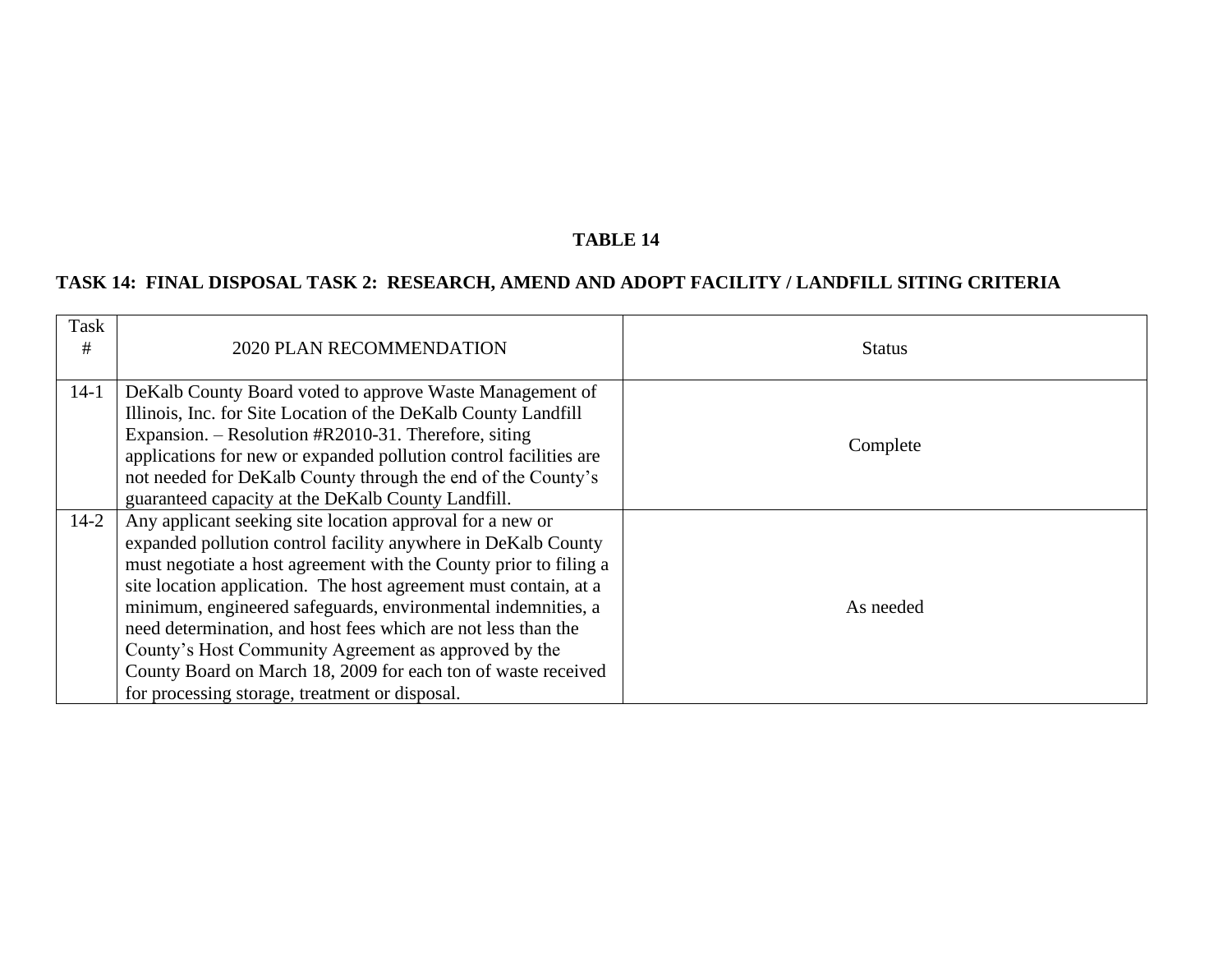## TABLE 14

### TASK 14: FINAL DISPOSAL TASK 2: RESEARCH, AMEND AND ADOPT FACILITY / LANDFILL SITING CRITERIA

| Task # | 2020 PLAN RECOMMENDATION | Status |
|---|---|---|
| 14-1 | DeKalb County Board voted to approve Waste Management of Illinois, Inc. for Site Location of the DeKalb County Landfill Expansion. – Resolution #R2010-31. Therefore, siting applications for new or expanded pollution control facilities are not needed for DeKalb County through the end of the County's guaranteed capacity at the DeKalb County Landfill. | Complete |
| 14-2 | Any applicant seeking site location approval for a new or expanded pollution control facility anywhere in DeKalb County must negotiate a host agreement with the County prior to filing a site location application. The host agreement must contain, at a minimum, engineered safeguards, environmental indemnities, a need determination, and host fees which are not less than the County's Host Community Agreement as approved by the County Board on March 18, 2009 for each ton of waste received for processing storage, treatment or disposal. | As needed |